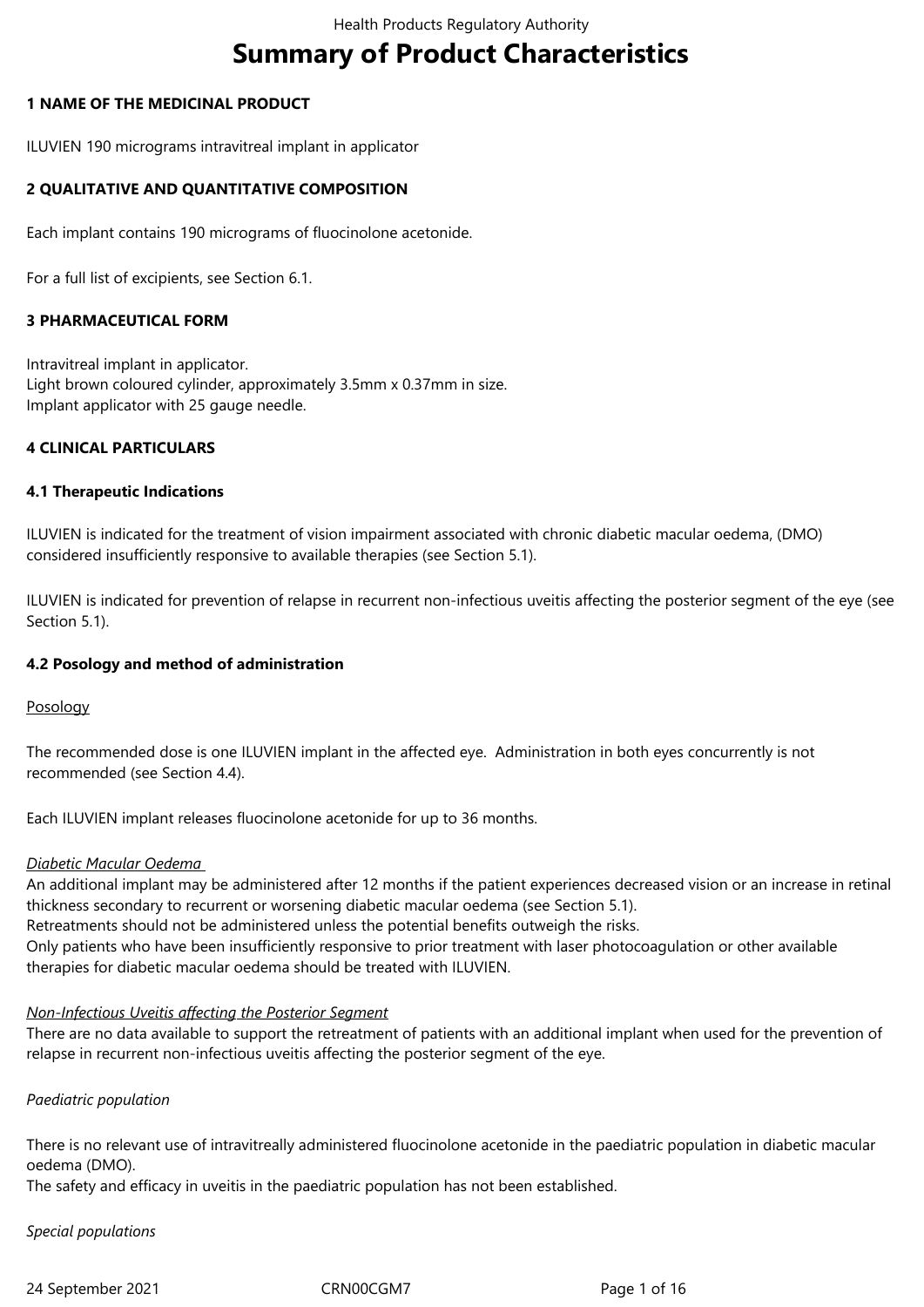# Summary of Product Characteristics

## 1 NAME OF THE MEDICINAL PRODUCT

ILUVIEN 190 micrograms intravitreal implant in applicator

## 2 QUALITATIVE AND QUANTITATIVE COMPOSITION

Each implant contains 190 micrograms of fluocinolone acetonide.

For a full list of excipients, see Section 6.1.

## 3 PHARMACEUTICAL FORM

Intravitreal implant in applicator.
Light brown coloured cylinder, approximately 3.5mm x 0.37mm in size.
Implant applicator with 25 gauge needle.

## 4 CLINICAL PARTICULARS

### 4.1 Therapeutic Indications

ILUVIEN is indicated for the treatment of vision impairment associated with chronic diabetic macular oedema, (DMO) considered insufficiently responsive to available therapies (see Section 5.1).

ILUVIEN is indicated for prevention of relapse in recurrent non-infectious uveitis affecting the posterior segment of the eye (see Section 5.1).

### 4.2 Posology and method of administration

Posology

The recommended dose is one ILUVIEN implant in the affected eye. Administration in both eyes concurrently is not recommended (see Section 4.4).

Each ILUVIEN implant releases fluocinolone acetonide for up to 36 months.

*Diabetic Macular Oedema*
An additional implant may be administered after 12 months if the patient experiences decreased vision or an increase in retinal thickness secondary to recurrent or worsening diabetic macular oedema (see Section 5.1).
Retreatments should not be administered unless the potential benefits outweigh the risks.
Only patients who have been insufficiently responsive to prior treatment with laser photocoagulation or other available therapies for diabetic macular oedema should be treated with ILUVIEN.

*Non-Infectious Uveitis affecting the Posterior Segment*
There are no data available to support the retreatment of patients with an additional implant when used for the prevention of relapse in recurrent non-infectious uveitis affecting the posterior segment of the eye.

*Paediatric population*

There is no relevant use of intravitreally administered fluocinolone acetonide in the paediatric population in diabetic macular oedema (DMO).
The safety and efficacy in uveitis in the paediatric population has not been established.

*Special populations*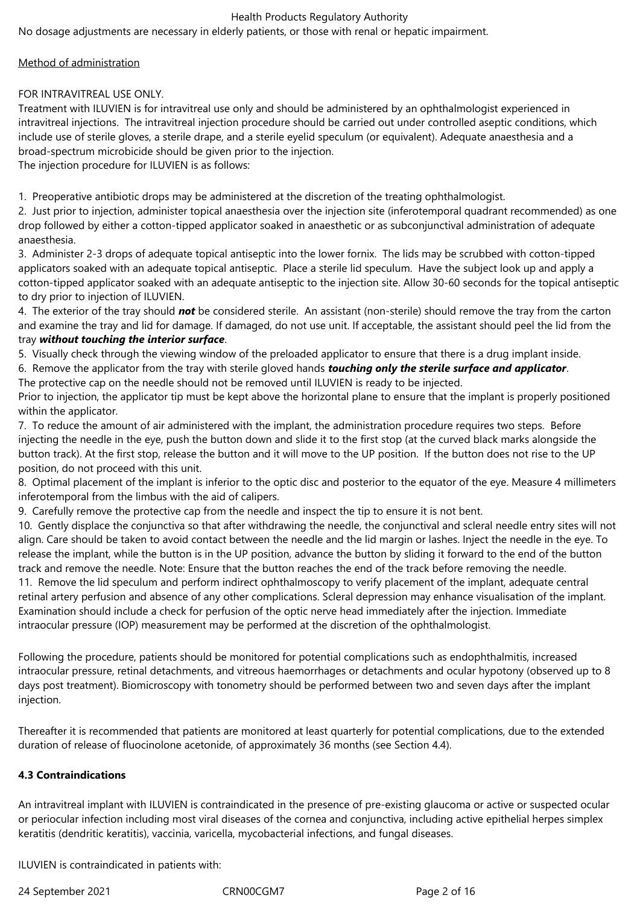No dosage adjustments are necessary in elderly patients, or those with renal or hepatic impairment.

Method of administration

FOR INTRAVITREAL USE ONLY.

Treatment with ILUVIEN is for intravitreal use only and should be administered by an ophthalmologist experienced in intravitreal injections. The intravitreal injection procedure should be carried out under controlled aseptic conditions, which include use of sterile gloves, a sterile drape, and a sterile eyelid speculum (or equivalent). Adequate anaesthesia and a broad-spectrum microbicide should be given prior to the injection.

The injection procedure for ILUVIEN is as follows:

1. Preoperative antibiotic drops may be administered at the discretion of the treating ophthalmologist.
2. Just prior to injection, administer topical anaesthesia over the injection site (inferotemporal quadrant recommended) as one drop followed by either a cotton-tipped applicator soaked in anaesthetic or as subconjunctival administration of adequate anaesthesia.
3. Administer 2-3 drops of adequate topical antiseptic into the lower fornix. The lids may be scrubbed with cotton-tipped applicators soaked with an adequate topical antiseptic. Place a sterile lid speculum. Have the subject look up and apply a cotton-tipped applicator soaked with an adequate antiseptic to the injection site. Allow 30-60 seconds for the topical antiseptic to dry prior to injection of ILUVIEN.
4. The exterior of the tray should ***not*** be considered sterile. An assistant (non-sterile) should remove the tray from the carton and examine the tray and lid for damage. If damaged, do not use unit. If acceptable, the assistant should peel the lid from the tray ***without touching the interior surface***.
5. Visually check through the viewing window of the preloaded applicator to ensure that there is a drug implant inside.
6. Remove the applicator from the tray with sterile gloved hands ***touching only the sterile surface and applicator***.

The protective cap on the needle should not be removed until ILUVIEN is ready to be injected.

Prior to injection, the applicator tip must be kept above the horizontal plane to ensure that the implant is properly positioned within the applicator.

7. To reduce the amount of air administered with the implant, the administration procedure requires two steps. Before injecting the needle in the eye, push the button down and slide it to the first stop (at the curved black marks alongside the button track). At the first stop, release the button and it will move to the UP position. If the button does not rise to the UP position, do not proceed with this unit.
8. Optimal placement of the implant is inferior to the optic disc and posterior to the equator of the eye. Measure 4 millimeters inferotemporal from the limbus with the aid of calipers.
9. Carefully remove the protective cap from the needle and inspect the tip to ensure it is not bent.
10. Gently displace the conjunctiva so that after withdrawing the needle, the conjunctival and scleral needle entry sites will not align. Care should be taken to avoid contact between the needle and the lid margin or lashes. Inject the needle in the eye. To release the implant, while the button is in the UP position, advance the button by sliding it forward to the end of the button track and remove the needle. Note: Ensure that the button reaches the end of the track before removing the needle.
11. Remove the lid speculum and perform indirect ophthalmoscopy to verify placement of the implant, adequate central retinal artery perfusion and absence of any other complications. Scleral depression may enhance visualisation of the implant. Examination should include a check for perfusion of the optic nerve head immediately after the injection. Immediate intraocular pressure (IOP) measurement may be performed at the discretion of the ophthalmologist.

Following the procedure, patients should be monitored for potential complications such as endophthalmitis, increased intraocular pressure, retinal detachments, and vitreous haemorrhages or detachments and ocular hypotony (observed up to 8 days post treatment). Biomicroscopy with tonometry should be performed between two and seven days after the implant injection.

Thereafter it is recommended that patients are monitored at least quarterly for potential complications, due to the extended duration of release of fluocinolone acetonide, of approximately 36 months (see Section 4.4).

**4.3 Contraindications**

An intravitreal implant with ILUVIEN is contraindicated in the presence of pre-existing glaucoma or active or suspected ocular or periocular infection including most viral diseases of the cornea and conjunctiva, including active epithelial herpes simplex keratitis (dendritic keratitis), vaccinia, varicella, mycobacterial infections, and fungal diseases.

ILUVIEN is contraindicated in patients with: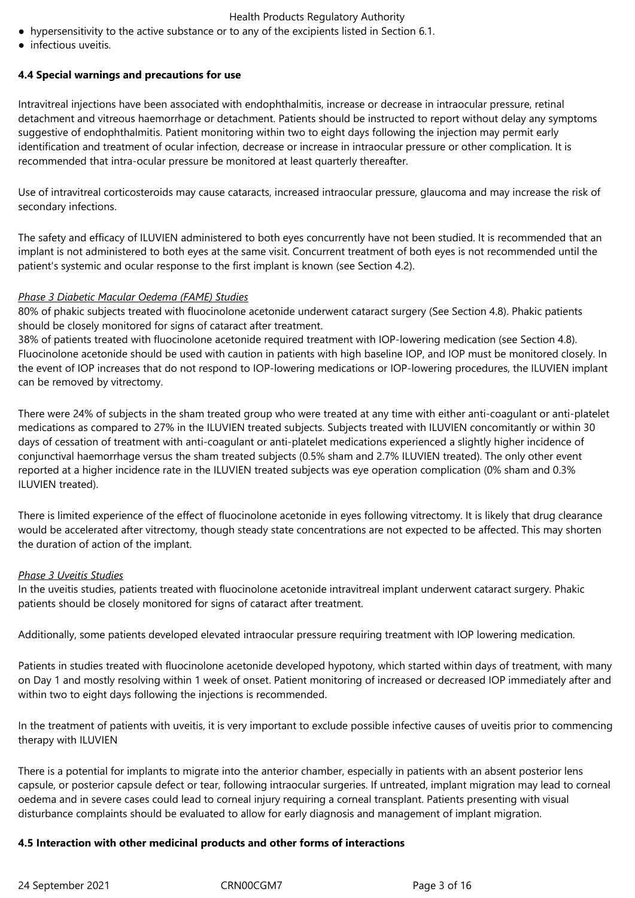- hypersensitivity to the active substance or to any of the excipients listed in Section 6.1.
- infectious uveitis.

## 4.4 Special warnings and precautions for use

Intravitreal injections have been associated with endophthalmitis, increase or decrease in intraocular pressure, retinal detachment and vitreous haemorrhage or detachment. Patients should be instructed to report without delay any symptoms suggestive of endophthalmitis. Patient monitoring within two to eight days following the injection may permit early identification and treatment of ocular infection, decrease or increase in intraocular pressure or other complication. It is recommended that intra-ocular pressure be monitored at least quarterly thereafter.

Use of intravitreal corticosteroids may cause cataracts, increased intraocular pressure, glaucoma and may increase the risk of secondary infections.

The safety and efficacy of ILUVIEN administered to both eyes concurrently have not been studied. It is recommended that an implant is not administered to both eyes at the same visit. Concurrent treatment of both eyes is not recommended until the patient's systemic and ocular response to the first implant is known (see Section 4.2).

*Phase 3 Diabetic Macular Oedema (FAME) Studies*

80% of phakic subjects treated with fluocinolone acetonide underwent cataract surgery (See Section 4.8). Phakic patients should be closely monitored for signs of cataract after treatment.

38% of patients treated with fluocinolone acetonide required treatment with IOP-lowering medication (see Section 4.8). Fluocinolone acetonide should be used with caution in patients with high baseline IOP, and IOP must be monitored closely. In the event of IOP increases that do not respond to IOP-lowering medications or IOP-lowering procedures, the ILUVIEN implant can be removed by vitrectomy.

There were 24% of subjects in the sham treated group who were treated at any time with either anti-coagulant or anti-platelet medications as compared to 27% in the ILUVIEN treated subjects. Subjects treated with ILUVIEN concomitantly or within 30 days of cessation of treatment with anti-coagulant or anti-platelet medications experienced a slightly higher incidence of conjunctival haemorrhage versus the sham treated subjects (0.5% sham and 2.7% ILUVIEN treated). The only other event reported at a higher incidence rate in the ILUVIEN treated subjects was eye operation complication (0% sham and 0.3% ILUVIEN treated).

There is limited experience of the effect of fluocinolone acetonide in eyes following vitrectomy. It is likely that drug clearance would be accelerated after vitrectomy, though steady state concentrations are not expected to be affected. This may shorten the duration of action of the implant.

*Phase 3 Uveitis Studies*

In the uveitis studies, patients treated with fluocinolone acetonide intravitreal implant underwent cataract surgery. Phakic patients should be closely monitored for signs of cataract after treatment.

Additionally, some patients developed elevated intraocular pressure requiring treatment with IOP lowering medication.

Patients in studies treated with fluocinolone acetonide developed hypotony, which started within days of treatment, with many on Day 1 and mostly resolving within 1 week of onset. Patient monitoring of increased or decreased IOP immediately after and within two to eight days following the injections is recommended.

In the treatment of patients with uveitis, it is very important to exclude possible infective causes of uveitis prior to commencing therapy with ILUVIEN

There is a potential for implants to migrate into the anterior chamber, especially in patients with an absent posterior lens capsule, or posterior capsule defect or tear, following intraocular surgeries. If untreated, implant migration may lead to corneal oedema and in severe cases could lead to corneal injury requiring a corneal transplant. Patients presenting with visual disturbance complaints should be evaluated to allow for early diagnosis and management of implant migration.

## 4.5 Interaction with other medicinal products and other forms of interactions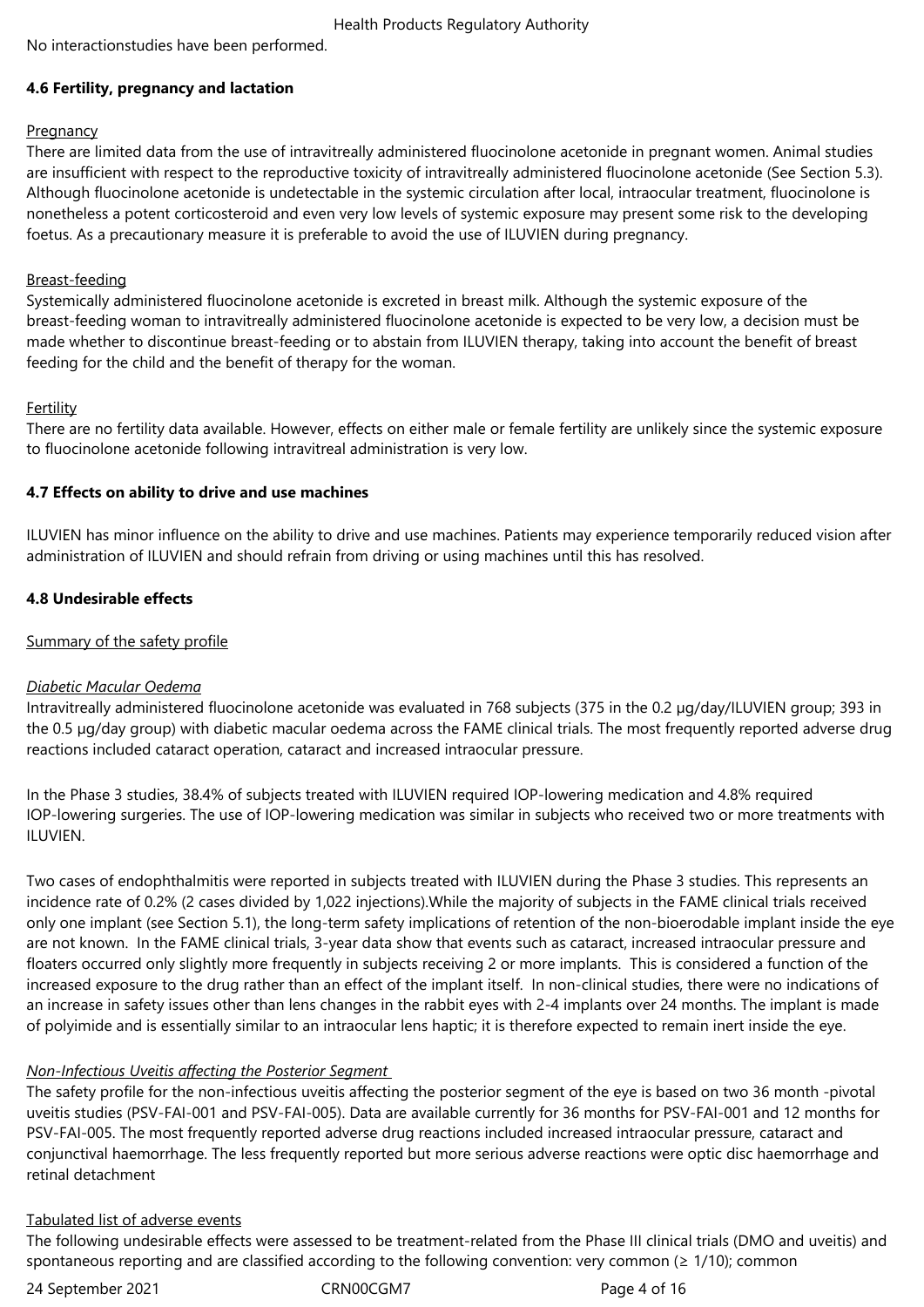No interactionstudies have been performed.

### 4.6 Fertility, pregnancy and lactation

Pregnancy

There are limited data from the use of intravitreally administered fluocinolone acetonide in pregnant women. Animal studies are insufficient with respect to the reproductive toxicity of intravitreally administered fluocinolone acetonide (See Section 5.3). Although fluocinolone acetonide is undetectable in the systemic circulation after local, intraocular treatment, fluocinolone is nonetheless a potent corticosteroid and even very low levels of systemic exposure may present some risk to the developing foetus. As a precautionary measure it is preferable to avoid the use of ILUVIEN during pregnancy.

Breast-feeding

Systemically administered fluocinolone acetonide is excreted in breast milk. Although the systemic exposure of the breast-feeding woman to intravitreally administered fluocinolone acetonide is expected to be very low, a decision must be made whether to discontinue breast-feeding or to abstain from ILUVIEN therapy, taking into account the benefit of breast feeding for the child and the benefit of therapy for the woman.

Fertility

There are no fertility data available. However, effects on either male or female fertility are unlikely since the systemic exposure to fluocinolone acetonide following intravitreal administration is very low.

### 4.7 Effects on ability to drive and use machines

ILUVIEN has minor influence on the ability to drive and use machines. Patients may experience temporarily reduced vision after administration of ILUVIEN and should refrain from driving or using machines until this has resolved.

### 4.8 Undesirable effects

Summary of the safety profile

*Diabetic Macular Oedema*

Intravitreally administered fluocinolone acetonide was evaluated in 768 subjects (375 in the 0.2 µg/day/ILUVIEN group; 393 in the 0.5 µg/day group) with diabetic macular oedema across the FAME clinical trials. The most frequently reported adverse drug reactions included cataract operation, cataract and increased intraocular pressure.

In the Phase 3 studies, 38.4% of subjects treated with ILUVIEN required IOP-lowering medication and 4.8% required IOP-lowering surgeries. The use of IOP-lowering medication was similar in subjects who received two or more treatments with ILUVIEN.

Two cases of endophthalmitis were reported in subjects treated with ILUVIEN during the Phase 3 studies. This represents an incidence rate of 0.2% (2 cases divided by 1,022 injections).While the majority of subjects in the FAME clinical trials received only one implant (see Section 5.1), the long-term safety implications of retention of the non-bioerodable implant inside the eye are not known. In the FAME clinical trials, 3-year data show that events such as cataract, increased intraocular pressure and floaters occurred only slightly more frequently in subjects receiving 2 or more implants. This is considered a function of the increased exposure to the drug rather than an effect of the implant itself. In non-clinical studies, there were no indications of an increase in safety issues other than lens changes in the rabbit eyes with 2-4 implants over 24 months. The implant is made of polyimide and is essentially similar to an intraocular lens haptic; it is therefore expected to remain inert inside the eye.

*Non-Infectious Uveitis affecting the Posterior Segment*

The safety profile for the non-infectious uveitis affecting the posterior segment of the eye is based on two 36 month -pivotal uveitis studies (PSV-FAI-001 and PSV-FAI-005). Data are available currently for 36 months for PSV-FAI-001 and 12 months for PSV-FAI-005. The most frequently reported adverse drug reactions included increased intraocular pressure, cataract and conjunctival haemorrhage. The less frequently reported but more serious adverse reactions were optic disc haemorrhage and retinal detachment

Tabulated list of adverse events

The following undesirable effects were assessed to be treatment-related from the Phase III clinical trials (DMO and uveitis) and spontaneous reporting and are classified according to the following convention: very common (≥ 1/10); common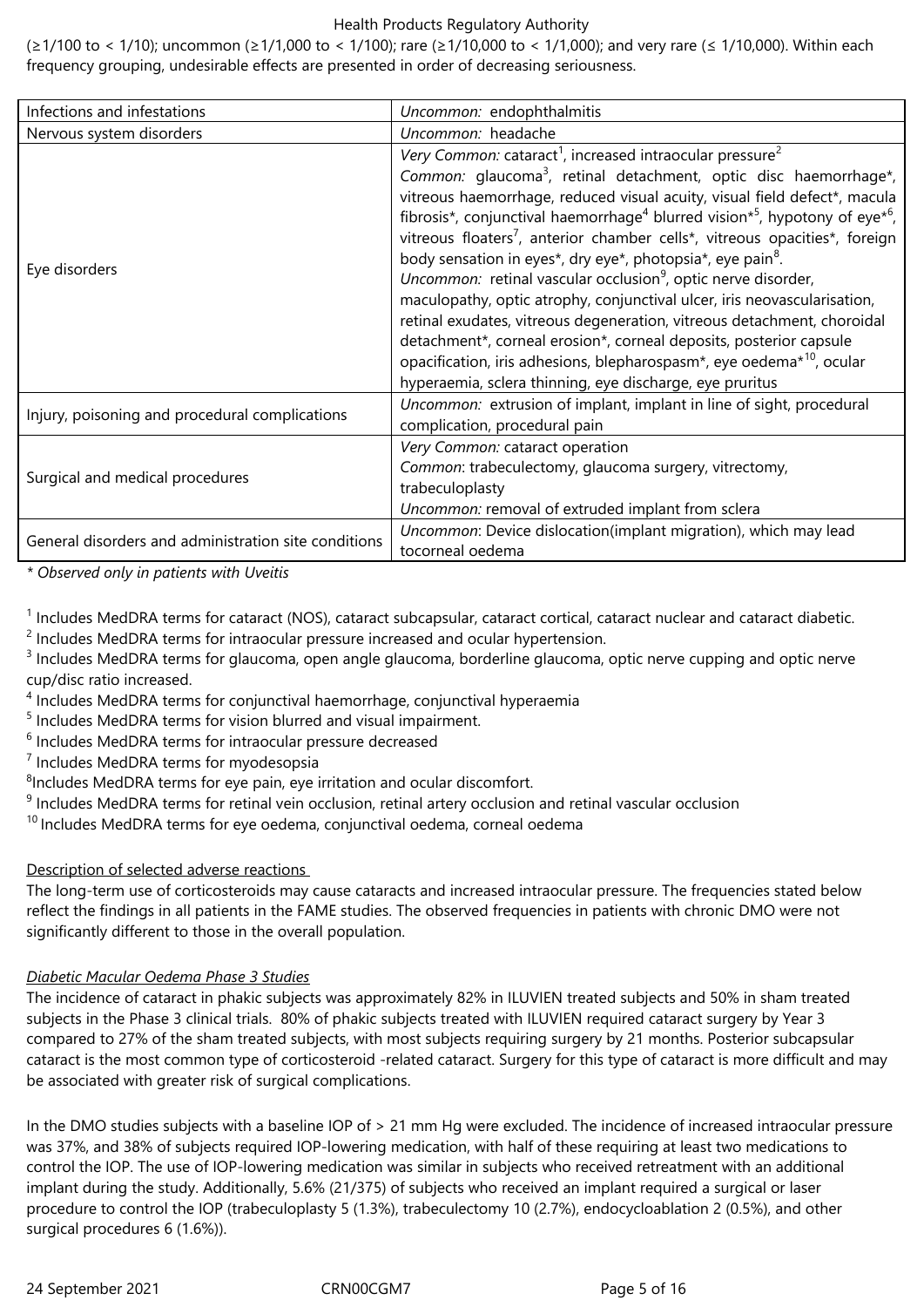(≥1/100 to < 1/10); uncommon (≥1/1,000 to < 1/100); rare (≥1/10,000 to < 1/1,000); and very rare (≤ 1/10,000). Within each frequency grouping, undesirable effects are presented in order of decreasing seriousness.

| | |
|---|---|
| Infections and infestations | *Uncommon:* endophthalmitis |
| Nervous system disorders | *Uncommon:* headache |
| Eye disorders | *Very Common:* cataract[1], increased intraocular pressure[2]<br>*Common:* glaucoma[3], retinal detachment, optic disc haemorrhage*, vitreous haemorrhage, reduced visual acuity, visual field defect*, macula fibrosis*, conjunctival haemorrhage[4] blurred vision*[5], hypotony of eye*[6], vitreous floaters[7], anterior chamber cells*, vitreous opacities*, foreign body sensation in eyes*, dry eye*, photopsia*, eye pain[8].<br>*Uncommon:* retinal vascular occlusion[9], optic nerve disorder, maculopathy, optic atrophy, conjunctival ulcer, iris neovascularisation, retinal exudates, vitreous degeneration, vitreous detachment, choroidal detachment*, corneal erosion*, corneal deposits, posterior capsule opacification, iris adhesions, blepharospasm*, eye oedema*[10], ocular hyperaemia, sclera thinning, eye discharge, eye pruritus |
| Injury, poisoning and procedural complications | *Uncommon:* extrusion of implant, implant in line of sight, procedural complication, procedural pain |
| Surgical and medical procedures | *Very Common:* cataract operation<br>*Common*: trabeculectomy, glaucoma surgery, vitrectomy, trabeculoplasty<br>*Uncommon:* removal of extruded implant from sclera |
| General disorders and administration site conditions | *Uncommon*: Device dislocation(implant migration), which may lead tocorneal oedema |

*\* Observed only in patients with Uveitis*

[1] Includes MedDRA terms for cataract (NOS), cataract subcapsular, cataract cortical, cataract nuclear and cataract diabetic.
[2] Includes MedDRA terms for intraocular pressure increased and ocular hypertension.
[3] Includes MedDRA terms for glaucoma, open angle glaucoma, borderline glaucoma, optic nerve cupping and optic nerve cup/disc ratio increased.
[4] Includes MedDRA terms for conjunctival haemorrhage, conjunctival hyperaemia
[5] Includes MedDRA terms for vision blurred and visual impairment.
[6] Includes MedDRA terms for intraocular pressure decreased
[7] Includes MedDRA terms for myodesopsia
[8] Includes MedDRA terms for eye pain, eye irritation and ocular discomfort.
[9] Includes MedDRA terms for retinal vein occlusion, retinal artery occlusion and retinal vascular occlusion
[10] Includes MedDRA terms for eye oedema, conjunctival oedema, corneal oedema

Description of selected adverse reactions

The long-term use of corticosteroids may cause cataracts and increased intraocular pressure. The frequencies stated below reflect the findings in all patients in the FAME studies. The observed frequencies in patients with chronic DMO were not significantly different to those in the overall population.

*Diabetic Macular Oedema Phase 3 Studies*

The incidence of cataract in phakic subjects was approximately 82% in ILUVIEN treated subjects and 50% in sham treated subjects in the Phase 3 clinical trials. 80% of phakic subjects treated with ILUVIEN required cataract surgery by Year 3 compared to 27% of the sham treated subjects, with most subjects requiring surgery by 21 months. Posterior subcapsular cataract is the most common type of corticosteroid -related cataract. Surgery for this type of cataract is more difficult and may be associated with greater risk of surgical complications.

In the DMO studies subjects with a baseline IOP of > 21 mm Hg were excluded. The incidence of increased intraocular pressure was 37%, and 38% of subjects required IOP-lowering medication, with half of these requiring at least two medications to control the IOP. The use of IOP-lowering medication was similar in subjects who received retreatment with an additional implant during the study. Additionally, 5.6% (21/375) of subjects who received an implant required a surgical or laser procedure to control the IOP (trabeculoplasty 5 (1.3%), trabeculectomy 10 (2.7%), endocycloablation 2 (0.5%), and other surgical procedures 6 (1.6%)).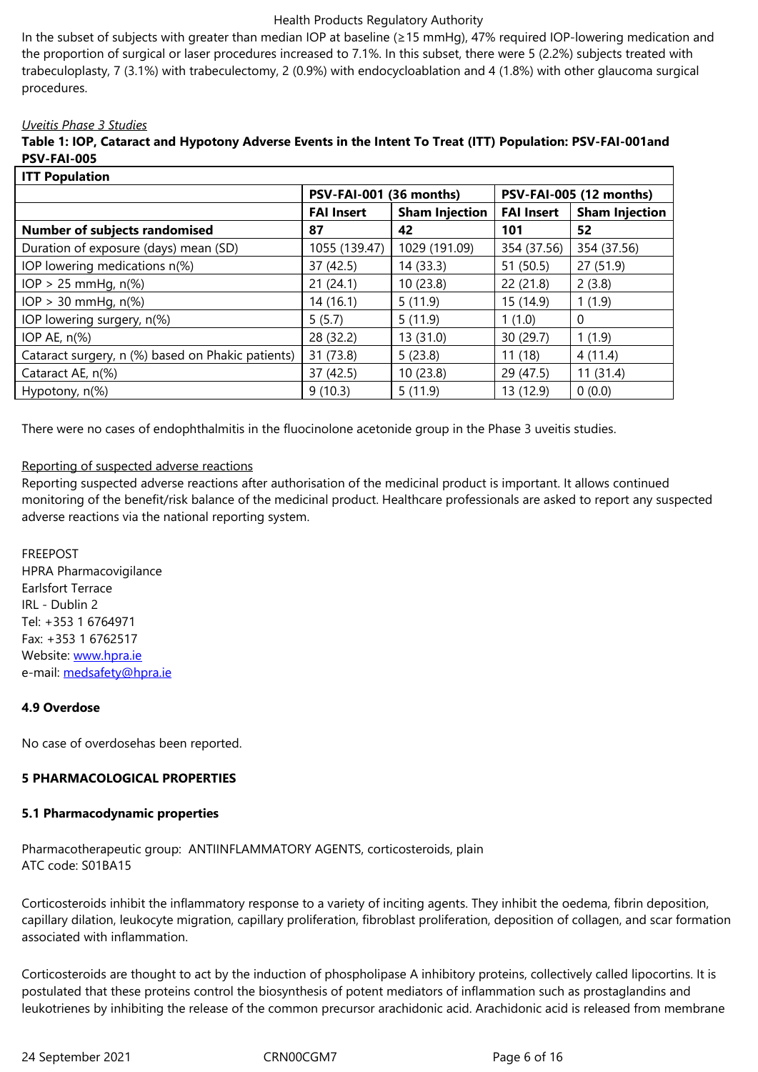In the subset of subjects with greater than median IOP at baseline (≥15 mmHg), 47% required IOP-lowering medication and the proportion of surgical or laser procedures increased to 7.1%. In this subset, there were 5 (2.2%) subjects treated with trabeculoplasty, 7 (3.1%) with trabeculectomy, 2 (0.9%) with endocycloablation and 4 (1.8%) with other glaucoma surgical procedures.

*Uveitis Phase 3 Studies*

**Table 1: IOP, Cataract and Hypotony Adverse Events in the Intent To Treat (ITT) Population: PSV-FAI-001and PSV-FAI-005**

| **ITT Population** | | | | |
|---|---|---|---|---|
| | **PSV-FAI-001 (36 months)** | | **PSV-FAI-005 (12 months)** | |
| | **FAI Insert** | **Sham Injection** | **FAI Insert** | **Sham Injection** |
| **Number of subjects randomised** | **87** | **42** | **101** | **52** |
| Duration of exposure (days) mean (SD) | 1055 (139.47) | 1029 (191.09) | 354 (37.56) | 354 (37.56) |
| IOP lowering medications n(%) | 37 (42.5) | 14 (33.3) | 51 (50.5) | 27 (51.9) |
| IOP > 25 mmHg, n(%) | 21 (24.1) | 10 (23.8) | 22 (21.8) | 2 (3.8) |
| IOP > 30 mmHg, n(%) | 14 (16.1) | 5 (11.9) | 15 (14.9) | 1 (1.9) |
| IOP lowering surgery, n(%) | 5 (5.7) | 5 (11.9) | 1 (1.0) | 0 |
| IOP AE, n(%) | 28 (32.2) | 13 (31.0) | 30 (29.7) | 1 (1.9) |
| Cataract surgery, n (%) based on Phakic patients) | 31 (73.8) | 5 (23.8) | 11 (18) | 4 (11.4) |
| Cataract AE, n(%) | 37 (42.5) | 10 (23.8) | 29 (47.5) | 11 (31.4) |
| Hypotony, n(%) | 9 (10.3) | 5 (11.9) | 13 (12.9) | 0 (0.0) |

There were no cases of endophthalmitis in the fluocinolone acetonide group in the Phase 3 uveitis studies.

Reporting of suspected adverse reactions

Reporting suspected adverse reactions after authorisation of the medicinal product is important. It allows continued monitoring of the benefit/risk balance of the medicinal product. Healthcare professionals are asked to report any suspected adverse reactions via the national reporting system.

FREEPOST
HPRA Pharmacovigilance
Earlsfort Terrace
IRL - Dublin 2
Tel: +353 1 6764971
Fax: +353 1 6762517
Website: www.hpra.ie
e-mail: medsafety@hpra.ie

**4.9 Overdose**

No case of overdosehas been reported.

**5 PHARMACOLOGICAL PROPERTIES**

**5.1 Pharmacodynamic properties**

Pharmacotherapeutic group: ANTIINFLAMMATORY AGENTS, corticosteroids, plain
ATC code: S01BA15

Corticosteroids inhibit the inflammatory response to a variety of inciting agents. They inhibit the oedema, fibrin deposition, capillary dilation, leukocyte migration, capillary proliferation, fibroblast proliferation, deposition of collagen, and scar formation associated with inflammation.

Corticosteroids are thought to act by the induction of phospholipase A inhibitory proteins, collectively called lipocortins. It is postulated that these proteins control the biosynthesis of potent mediators of inflammation such as prostaglandins and leukotrienes by inhibiting the release of the common precursor arachidonic acid. Arachidonic acid is released from membrane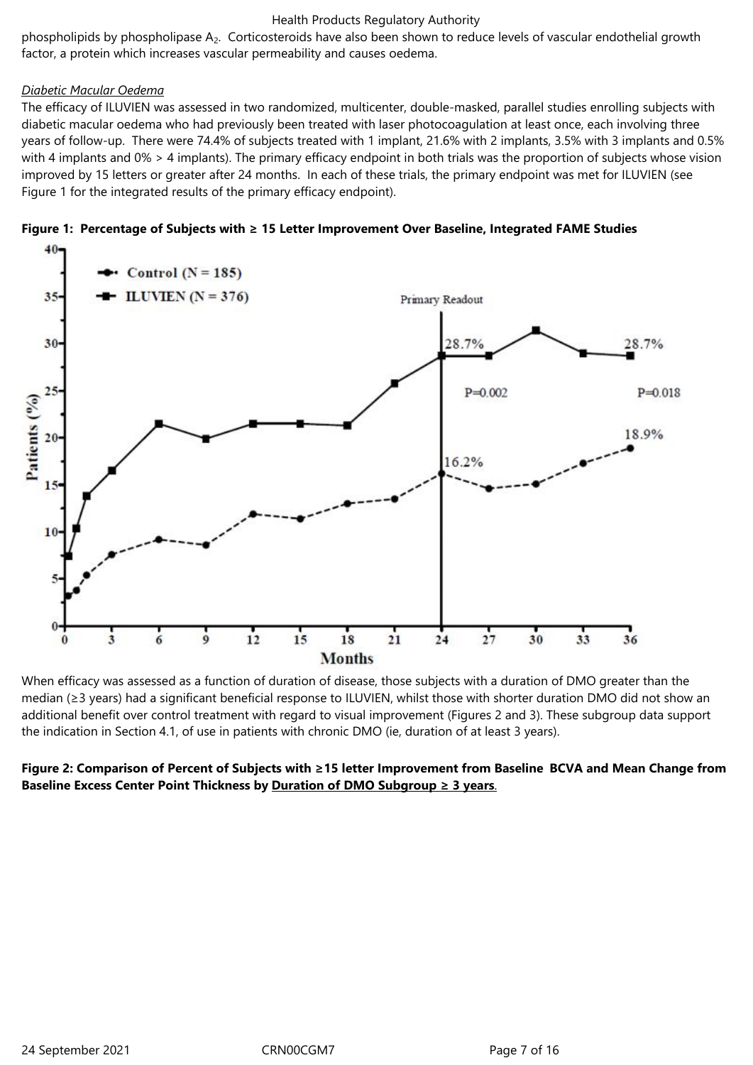phospholipids by phospholipase $A_2$. Corticosteroids have also been shown to reduce levels of vascular endothelial growth factor, a protein which increases vascular permeability and causes oedema.

*Diabetic Macular Oedema*

The efficacy of ILUVIEN was assessed in two randomized, multicenter, double-masked, parallel studies enrolling subjects with diabetic macular oedema who had previously been treated with laser photocoagulation at least once, each involving three years of follow-up. There were 74.4% of subjects treated with 1 implant, 21.6% with 2 implants, 3.5% with 3 implants and 0.5% with 4 implants and 0% > 4 implants). The primary efficacy endpoint in both trials was the proportion of subjects whose vision improved by 15 letters or greater after 24 months. In each of these trials, the primary endpoint was met for ILUVIEN (see Figure 1 for the integrated results of the primary efficacy endpoint).

**Figure 1: Percentage of Subjects with ≥ 15 Letter Improvement Over Baseline, Integrated FAME Studies**

When efficacy was assessed as a function of duration of disease, those subjects with a duration of DMO greater than the median (≥3 years) had a significant beneficial response to ILUVIEN, whilst those with shorter duration DMO did not show an additional benefit over control treatment with regard to visual improvement (Figures 2 and 3). These subgroup data support the indication in Section 4.1, of use in patients with chronic DMO (ie, duration of at least 3 years).

**Figure 2: Comparison of Percent of Subjects with ≥15 letter Improvement from Baseline BCVA and Mean Change from Baseline Excess Center Point Thickness by <u>Duration of DMO Subgroup ≥ 3 years</u>.**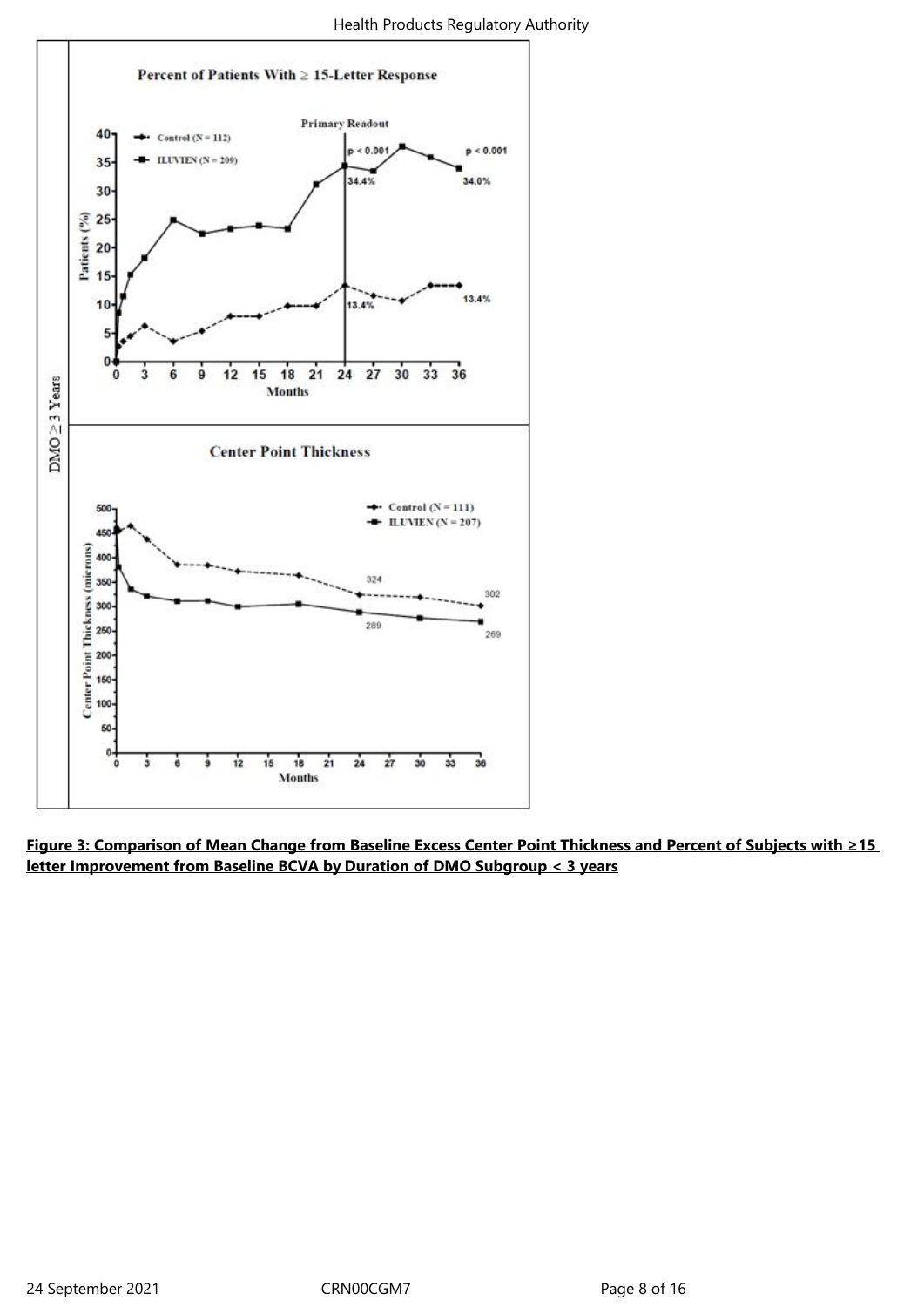**Figure 3: Comparison of Mean Change from Baseline Excess Center Point Thickness and Percent of Subjects with ≥15 letter Improvement from Baseline BCVA by Duration of DMO Subgroup < 3 years**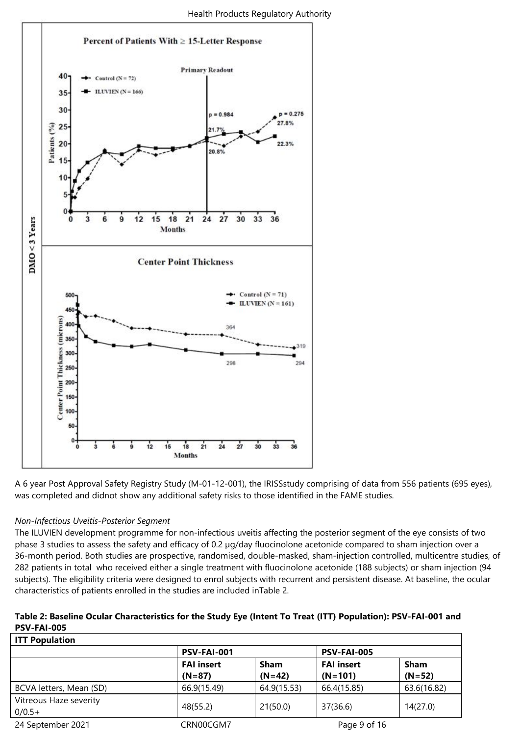A 6 year Post Approval Safety Registry Study (M-01-12-001), the IRISSstudy comprising of data from 556 patients (695 eyes), was completed and didnot show any additional safety risks to those identified in the FAME studies.

*Non-Infectious Uveitis-Posterior Segment*

The ILUVIEN development programme for non-infectious uveitis affecting the posterior segment of the eye consists of two phase 3 studies to assess the safety and efficacy of 0.2 µg/day fluocinolone acetonide compared to sham injection over a 36-month period. Both studies are prospective, randomised, double-masked, sham-injection controlled, multicentre studies, of 282 patients in total who received either a single treatment with fluocinolone acetonide (188 subjects) or sham injection (94 subjects). The eligibility criteria were designed to enrol subjects with recurrent and persistent disease. At baseline, the ocular characteristics of patients enrolled in the studies are included inTable 2.

**Table 2: Baseline Ocular Characteristics for the Study Eye (Intent To Treat (ITT) Population): PSV-FAI-001 and PSV-FAI-005**

| ITT Population | | | | |
|---|---|---|---|---|
| | PSV-FAI-001 | | PSV-FAI-005 | |
| | FAI insert (N=87) | Sham (N=42) | FAI insert (N=101) | Sham (N=52) |
| BCVA letters, Mean (SD) | 66.9(15.49) | 64.9(15.53) | 66.4(15.85) | 63.6(16.82) |
| Vitreous Haze severity 0/0.5+ | 48(55.2) | 21(50.0) | 37(36.6) | 14(27.0) |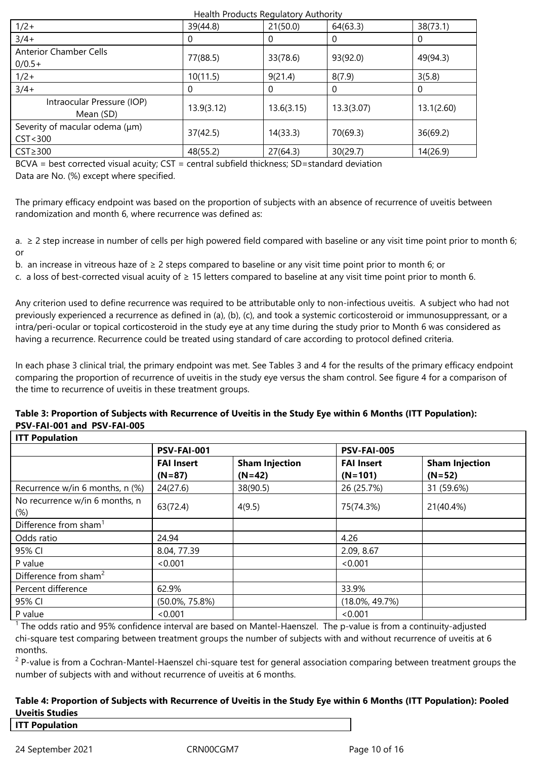| | | | | |
|---|---|---|---|---|
| 1/2+ | 39(44.8) | 21(50.0) | 64(63.3) | 38(73.1) |
| 3/4+ | 0 | 0 | 0 | 0 |
| Anterior Chamber Cells 0/0.5+ | 77(88.5) | 33(78.6) | 93(92.0) | 49(94.3) |
| 1/2+ | 10(11.5) | 9(21.4) | 8(7.9) | 3(5.8) |
| 3/4+ | 0 | 0 | 0 | 0 |
| Intraocular Pressure (IOP) Mean (SD) | 13.9(3.12) | 13.6(3.15) | 13.3(3.07) | 13.1(2.60) |
| Severity of macular odema (µm) CST<300 | 37(42.5) | 14(33.3) | 70(69.3) | 36(69.2) |
| CST≥300 | 48(55.2) | 27(64.3) | 30(29.7) | 14(26.9) |

BCVA = best corrected visual acuity; CST = central subfield thickness; SD=standard deviation
Data are No. (%) except where specified.

The primary efficacy endpoint was based on the proportion of subjects with an absence of recurrence of uveitis between randomization and month 6, where recurrence was defined as:

a. ≥ 2 step increase in number of cells per high powered field compared with baseline or any visit time point prior to month 6; or
b. an increase in vitreous haze of ≥ 2 steps compared to baseline or any visit time point prior to month 6; or
c. a loss of best-corrected visual acuity of ≥ 15 letters compared to baseline at any visit time point prior to month 6.

Any criterion used to define recurrence was required to be attributable only to non-infectious uveitis. A subject who had not previously experienced a recurrence as defined in (a), (b), (c), and took a systemic corticosteroid or immunosuppressant, or a intra/peri-ocular or topical corticosteroid in the study eye at any time during the study prior to Month 6 was considered as having a recurrence. Recurrence could be treated using standard of care according to protocol defined criteria.

In each phase 3 clinical trial, the primary endpoint was met. See Tables 3 and 4 for the results of the primary efficacy endpoint comparing the proportion of recurrence of uveitis in the study eye versus the sham control. See figure 4 for a comparison of the time to recurrence of uveitis in these treatment groups.

**Table 3: Proportion of Subjects with Recurrence of Uveitis in the Study Eye within 6 Months (ITT Population): PSV-FAI-001 and PSV-FAI-005**

| **ITT Population** | | | | |
|---|---|---|---|---|
| | **PSV-FAI-001** | | **PSV-FAI-005** | |
| | **FAI Insert (N=87)** | **Sham Injection (N=42)** | **FAI Insert (N=101)** | **Sham Injection (N=52)** |
| Recurrence w/in 6 months, n (%) | 24(27.6) | 38(90.5) | 26 (25.7%) | 31 (59.6%) |
| No recurrence w/in 6 months, n (%) | 63(72.4) | 4(9.5) | 75(74.3%) | 21(40.4%) |
| Difference from sham[1] | | | | |
| Odds ratio | 24.94 | | 4.26 | |
| 95% CI | 8.04, 77.39 | | 2.09, 8.67 | |
| P value | <0.001 | | <0.001 | |
| Difference from sham[2] | | | | |
| Percent difference | 62.9% | | 33.9% | |
| 95% CI | (50.0%, 75.8%) | | (18.0%, 49.7%) | |
| P value | <0.001 | | <0.001 | |

[1] The odds ratio and 95% confidence interval are based on Mantel-Haenszel. The p-value is from a continuity-adjusted chi-square test comparing between treatment groups the number of subjects with and without recurrence of uveitis at 6 months.
[2] P-value is from a Cochran-Mantel-Haenszel chi-square test for general association comparing between treatment groups the number of subjects with and without recurrence of uveitis at 6 months.

**Table 4: Proportion of Subjects with Recurrence of Uveitis in the Study Eye within 6 Months (ITT Population): Pooled Uveitis Studies**

| **ITT Population** |
|---|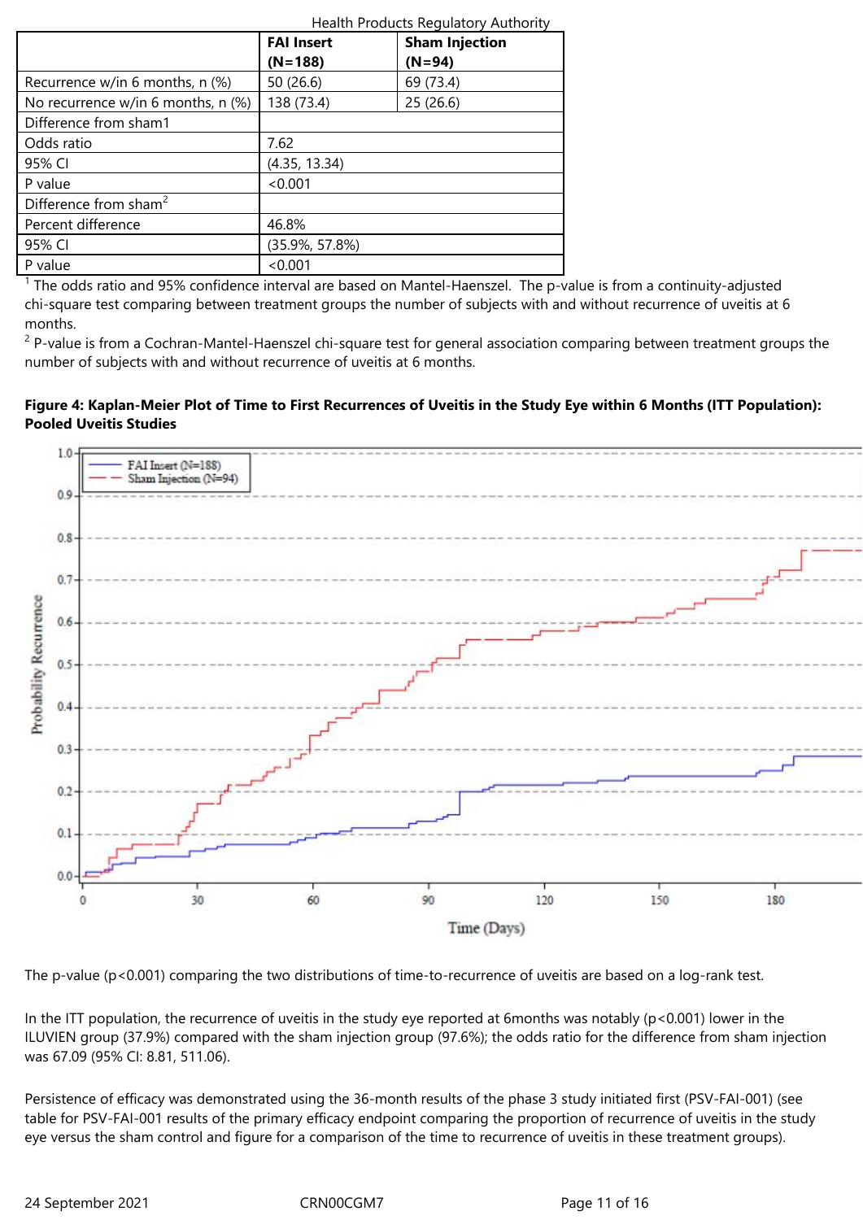| | FAI Insert (N=188) | Sham Injection (N=94) |
|---|---|---|
| Recurrence w/in 6 months, n (%) | 50 (26.6) | 69 (73.4) |
| No recurrence w/in 6 months, n (%) | 138 (73.4) | 25 (26.6) |
| Difference from sham[1] | | |
| Odds ratio | 7.62 | |
| 95% CI | (4.35, 13.34) | |
| P value | <0.001 | |
| Difference from sham[2] | | |
| Percent difference | 46.8% | |
| 95% CI | (35.9%, 57.8%) | |
| P value | <0.001 | |

[1] The odds ratio and 95% confidence interval are based on Mantel-Haenszel. The p-value is from a continuity-adjusted chi-square test comparing between treatment groups the number of subjects with and without recurrence of uveitis at 6 months.

[2] P-value is from a Cochran-Mantel-Haenszel chi-square test for general association comparing between treatment groups the number of subjects with and without recurrence of uveitis at 6 months.

**Figure 4: Kaplan-Meier Plot of Time to First Recurrences of Uveitis in the Study Eye within 6 Months (ITT Population): Pooled Uveitis Studies**

The p-value (p<0.001) comparing the two distributions of time-to-recurrence of uveitis are based on a log-rank test.

In the ITT population, the recurrence of uveitis in the study eye reported at 6months was notably (p<0.001) lower in the ILUVIEN group (37.9%) compared with the sham injection group (97.6%); the odds ratio for the difference from sham injection was 67.09 (95% CI: 8.81, 511.06).

Persistence of efficacy was demonstrated using the 36-month results of the phase 3 study initiated first (PSV-FAI-001) (see table for PSV-FAI-001 results of the primary efficacy endpoint comparing the proportion of recurrence of uveitis in the study eye versus the sham control and figure for a comparison of the time to recurrence of uveitis in these treatment groups).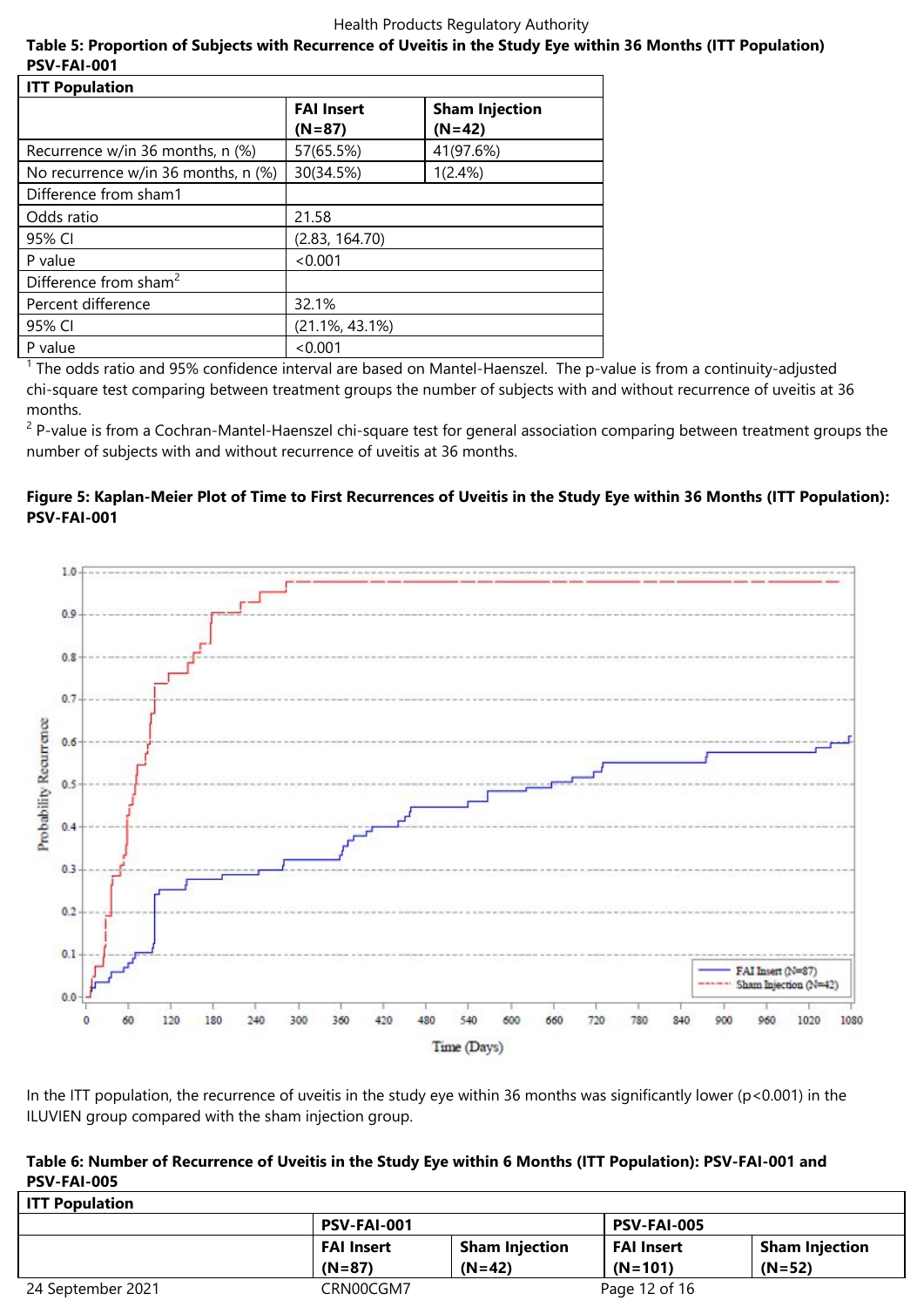**Table 5: Proportion of Subjects with Recurrence of Uveitis in the Study Eye within 36 Months (ITT Population) PSV-FAI-001**

| ITT Population | | |
|---|---|---|
| | **FAI Insert (N=87)** | **Sham Injection (N=42)** |
| Recurrence w/in 36 months, n (%) | 57(65.5%) | 41(97.6%) |
| No recurrence w/in 36 months, n (%) | 30(34.5%) | 1(2.4%) |
| Difference from sham1 | | |
| Odds ratio | 21.58 | |
| 95% CI | (2.83, 164.70) | |
| P value | <0.001 | |
| Difference from sham[2] | | |
| Percent difference | 32.1% | |
| 95% CI | (21.1%, 43.1%) | |
| P value | <0.001 | |

[1] The odds ratio and 95% confidence interval are based on Mantel-Haenszel. The p-value is from a continuity-adjusted chi-square test comparing between treatment groups the number of subjects with and without recurrence of uveitis at 36 months.

[2] P-value is from a Cochran-Mantel-Haenszel chi-square test for general association comparing between treatment groups the number of subjects with and without recurrence of uveitis at 36 months.

**Figure 5: Kaplan-Meier Plot of Time to First Recurrences of Uveitis in the Study Eye within 36 Months (ITT Population): PSV-FAI-001**

In the ITT population, the recurrence of uveitis in the study eye within 36 months was significantly lower (p<0.001) in the ILUVIEN group compared with the sham injection group.

**Table 6: Number of Recurrence of Uveitis in the Study Eye within 6 Months (ITT Population): PSV-FAI-001 and PSV-FAI-005**

| ITT Population | | | | |
|---|---|---|---|---|
| | **PSV-FAI-001** | | **PSV-FAI-005** | |
| | **FAI Insert (N=87)** | **Sham Injection (N=42)** | **FAI Insert (N=101)** | **Sham Injection (N=52)** |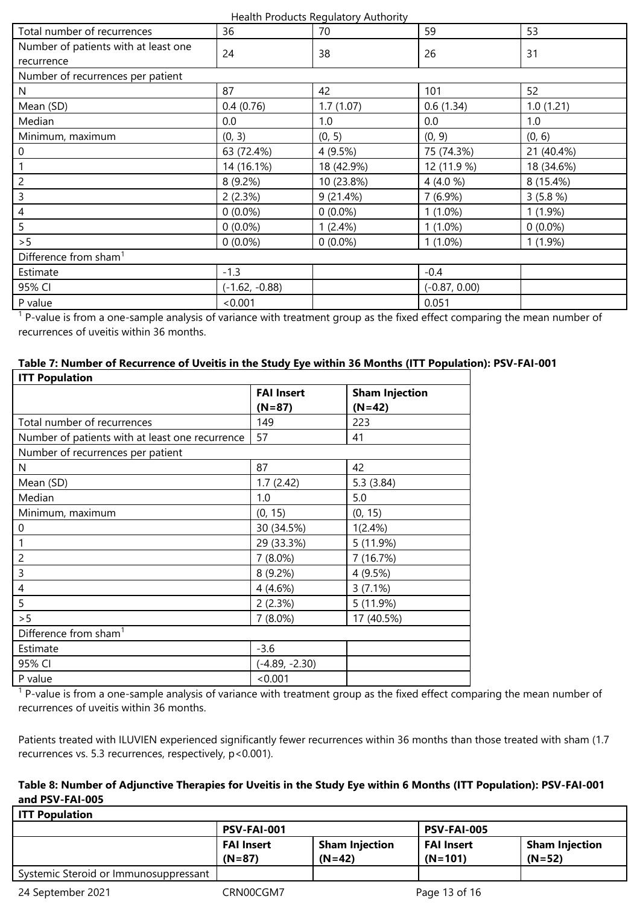| | | | | |
|---|---|---|---|---|
| Total number of recurrences | 36 | 70 | 59 | 53 |
| Number of patients with at least one recurrence | 24 | 38 | 26 | 31 |
| Number of recurrences per patient | | | | |
| N | 87 | 42 | 101 | 52 |
| Mean (SD) | 0.4 (0.76) | 1.7 (1.07) | 0.6 (1.34) | 1.0 (1.21) |
| Median | 0.0 | 1.0 | 0.0 | 1.0 |
| Minimum, maximum | (0, 3) | (0, 5) | (0, 9) | (0, 6) |
| 0 | 63 (72.4%) | 4 (9.5%) | 75 (74.3%) | 21 (40.4%) |
| 1 | 14 (16.1%) | 18 (42.9%) | 12 (11.9 %) | 18 (34.6%) |
| 2 | 8 (9.2%) | 10 (23.8%) | 4 (4.0 %) | 8 (15.4%) |
| 3 | 2 (2.3%) | 9 (21.4%) | 7 (6.9%) | 3 (5.8 %) |
| 4 | 0 (0.0%) | 0 (0.0%) | 1 (1.0%) | 1 (1.9%) |
| 5 | 0 (0.0%) | 1 (2.4%) | 1 (1.0%) | 0 (0.0%) |
| >5 | 0 (0.0%) | 0 (0.0%) | 1 (1.0%) | 1 (1.9%) |
| Difference from sham[1] | | | | |
| Estimate | -1.3 | | -0.4 | |
| 95% CI | (-1.62, -0.88) | | (-0.87, 0.00) | |
| P value | <0.001 | | 0.051 | |

[1] P-value is from a one-sample analysis of variance with treatment group as the fixed effect comparing the mean number of recurrences of uveitis within 36 months.

**Table 7: Number of Recurrence of Uveitis in the Study Eye within 36 Months (ITT Population): PSV-FAI-001**

| **ITT Population** | | |
|---|---|---|
| | **FAI Insert (N=87)** | **Sham Injection (N=42)** |
| Total number of recurrences | 149 | 223 |
| Number of patients with at least one recurrence | 57 | 41 |
| Number of recurrences per patient | | |
| N | 87 | 42 |
| Mean (SD) | 1.7 (2.42) | 5.3 (3.84) |
| Median | 1.0 | 5.0 |
| Minimum, maximum | (0, 15) | (0, 15) |
| 0 | 30 (34.5%) | 1(2.4%) |
| 1 | 29 (33.3%) | 5 (11.9%) |
| 2 | 7 (8.0%) | 7 (16.7%) |
| 3 | 8 (9.2%) | 4 (9.5%) |
| 4 | 4 (4.6%) | 3 (7.1%) |
| 5 | 2 (2.3%) | 5 (11.9%) |
| >5 | 7 (8.0%) | 17 (40.5%) |
| Difference from sham[1] | | |
| Estimate | -3.6 | |
| 95% CI | (-4.89, -2.30) | |
| P value | <0.001 | |

[1] P-value is from a one-sample analysis of variance with treatment group as the fixed effect comparing the mean number of recurrences of uveitis within 36 months.

Patients treated with ILUVIEN experienced significantly fewer recurrences within 36 months than those treated with sham (1.7 recurrences vs. 5.3 recurrences, respectively, p<0.001).

**Table 8: Number of Adjunctive Therapies for Uveitis in the Study Eye within 6 Months (ITT Population): PSV-FAI-001 and PSV-FAI-005**

| **ITT Population** | | | | |
|---|---|---|---|---|
| | **PSV-FAI-001** | | **PSV-FAI-005** | |
| | **FAI Insert (N=87)** | **Sham Injection (N=42)** | **FAI Insert (N=101)** | **Sham Injection (N=52)** |
| Systemic Steroid or Immunosuppressant | | | | |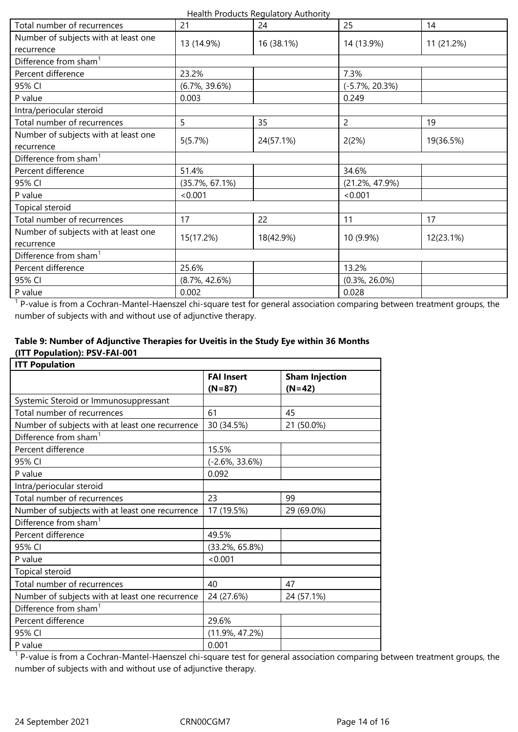| | | | | |
|---|---|---|---|---|
| Total number of recurrences | 21 | 24 | 25 | 14 |
| Number of subjects with at least one recurrence | 13 (14.9%) | 16 (38.1%) | 14 (13.9%) | 11 (21.2%) |
| Difference from sham[1] | | | | |
| Percent difference | 23.2% | | 7.3% | |
| 95% CI | (6.7%, 39.6%) | | (-5.7%, 20.3%) | |
| P value | 0.003 | | 0.249 | |
| Intra/periocular steroid | | | | |
| Total number of recurrences | 5 | 35 | 2 | 19 |
| Number of subjects with at least one recurrence | 5(5.7%) | 24(57.1%) | 2(2%) | 19(36.5%) |
| Difference from sham[1] | | | | |
| Percent difference | 51.4% | | 34.6% | |
| 95% CI | (35.7%, 67.1%) | | (21.2%, 47.9%) | |
| P value | <0.001 | | <0.001 | |
| Topical steroid | | | | |
| Total number of recurrences | 17 | 22 | 11 | 17 |
| Number of subjects with at least one recurrence | 15(17.2%) | 18(42.9%) | 10 (9.9%) | 12(23.1%) |
| Difference from sham[1] | | | | |
| Percent difference | 25.6% | | 13.2% | |
| 95% CI | (8.7%, 42.6%) | | (0.3%, 26.0%) | |
| P value | 0.002 | | 0.028 | |

[1] P-value is from a Cochran-Mantel-Haenszel chi-square test for general association comparing between treatment groups, the number of subjects with and without use of adjunctive therapy.

**Table 9: Number of Adjunctive Therapies for Uveitis in the Study Eye within 36 Months (ITT Population): PSV-FAI-001**

| **ITT Population** | | |
|---|---|---|
| | **FAI Insert (N=87)** | **Sham Injection (N=42)** |
| Systemic Steroid or Immunosuppressant | | |
| Total number of recurrences | 61 | 45 |
| Number of subjects with at least one recurrence | 30 (34.5%) | 21 (50.0%) |
| Difference from sham[1] | | |
| Percent difference | 15.5% | |
| 95% CI | (-2.6%, 33.6%) | |
| P value | 0.092 | |
| Intra/periocular steroid | | |
| Total number of recurrences | 23 | 99 |
| Number of subjects with at least one recurrence | 17 (19.5%) | 29 (69.0%) |
| Difference from sham[1] | | |
| Percent difference | 49.5% | |
| 95% CI | (33.2%, 65.8%) | |
| P value | <0.001 | |
| Topical steroid | | |
| Total number of recurrences | 40 | 47 |
| Number of subjects with at least one recurrence | 24 (27.6%) | 24 (57.1%) |
| Difference from sham[1] | | |
| Percent difference | 29.6% | |
| 95% CI | (11.9%, 47.2%) | |
| P value | 0.001 | |

[1] P-value is from a Cochran-Mantel-Haenszel chi-square test for general association comparing between treatment groups, the number of subjects with and without use of adjunctive therapy.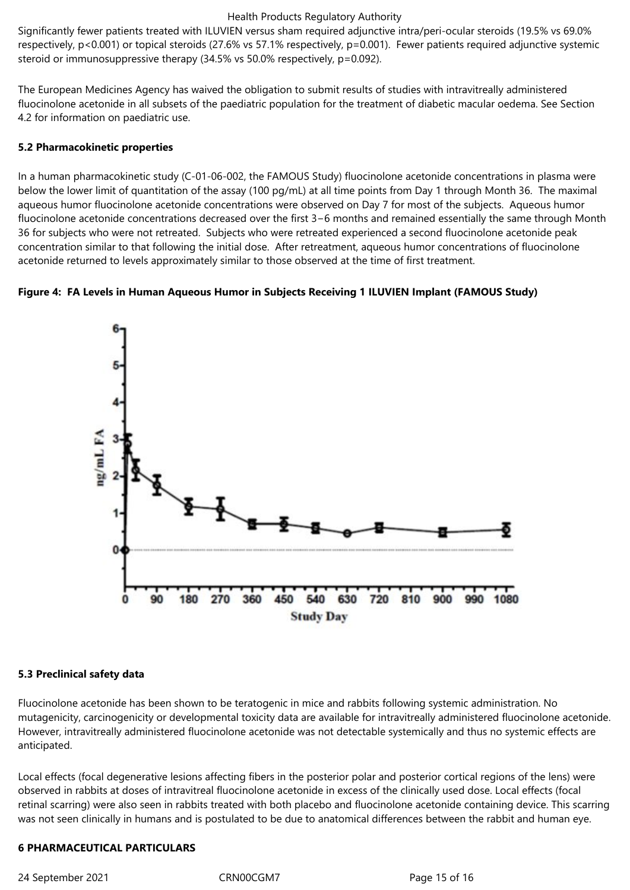Significantly fewer patients treated with ILUVIEN versus sham required adjunctive intra/peri-ocular steroids (19.5% vs 69.0% respectively, $p<0.001$) or topical steroids (27.6% vs 57.1% respectively, $p=0.001$). Fewer patients required adjunctive systemic steroid or immunosuppressive therapy (34.5% vs 50.0% respectively, $p=0.092$).

The European Medicines Agency has waived the obligation to submit results of studies with intravitreally administered fluocinolone acetonide in all subsets of the paediatric population for the treatment of diabetic macular oedema. See Section 4.2 for information on paediatric use.

**5.2 Pharmacokinetic properties**

In a human pharmacokinetic study (C-01-06-002, the FAMOUS Study) fluocinolone acetonide concentrations in plasma were below the lower limit of quantitation of the assay (100 pg/mL) at all time points from Day 1 through Month 36. The maximal aqueous humor fluocinolone acetonide concentrations were observed on Day 7 for most of the subjects. Aqueous humor fluocinolone acetonide concentrations decreased over the first 3−6 months and remained essentially the same through Month 36 for subjects who were not retreated. Subjects who were retreated experienced a second fluocinolone acetonide peak concentration similar to that following the initial dose. After retreatment, aqueous humor concentrations of fluocinolone acetonide returned to levels approximately similar to those observed at the time of first treatment.

**Figure 4: FA Levels in Human Aqueous Humor in Subjects Receiving 1 ILUVIEN Implant (FAMOUS Study)**

**5.3 Preclinical safety data**

Fluocinolone acetonide has been shown to be teratogenic in mice and rabbits following systemic administration. No mutagenicity, carcinogenicity or developmental toxicity data are available for intravitreally administered fluocinolone acetonide. However, intravitreally administered fluocinolone acetonide was not detectable systemically and thus no systemic effects are anticipated.

Local effects (focal degenerative lesions affecting fibers in the posterior polar and posterior cortical regions of the lens) were observed in rabbits at doses of intravitreal fluocinolone acetonide in excess of the clinically used dose. Local effects (focal retinal scarring) were also seen in rabbits treated with both placebo and fluocinolone acetonide containing device. This scarring was not seen clinically in humans and is postulated to be due to anatomical differences between the rabbit and human eye.

**6 PHARMACEUTICAL PARTICULARS**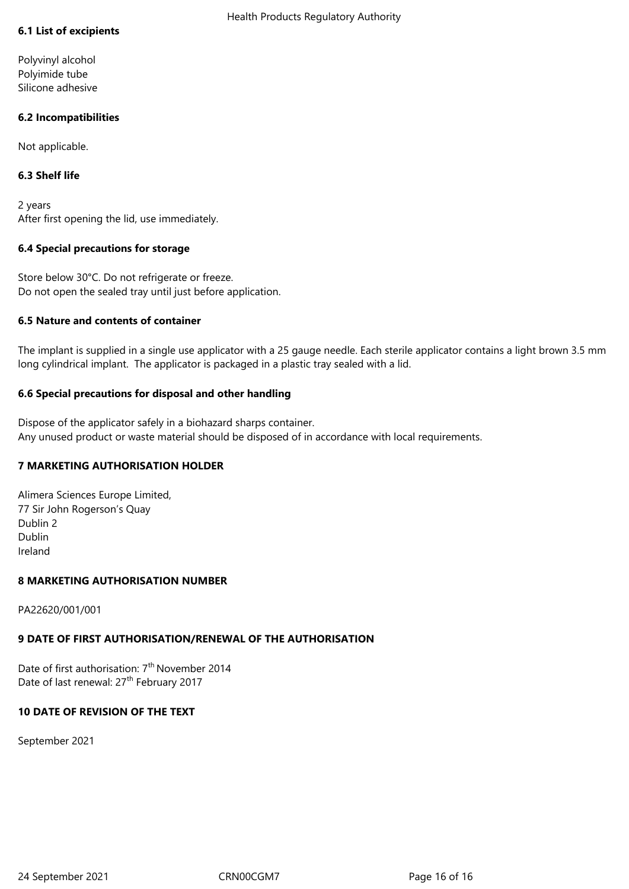### 6.1 List of excipients

Polyvinyl alcohol
Polyimide tube
Silicone adhesive

### 6.2 Incompatibilities

Not applicable.

### 6.3 Shelf life

2 years
After first opening the lid, use immediately.

### 6.4 Special precautions for storage

Store below 30°C. Do not refrigerate or freeze.
Do not open the sealed tray until just before application.

### 6.5 Nature and contents of container

The implant is supplied in a single use applicator with a 25 gauge needle. Each sterile applicator contains a light brown 3.5 mm long cylindrical implant. The applicator is packaged in a plastic tray sealed with a lid.

### 6.6 Special precautions for disposal and other handling

Dispose of the applicator safely in a biohazard sharps container.
Any unused product or waste material should be disposed of in accordance with local requirements.

## 7 MARKETING AUTHORISATION HOLDER

Alimera Sciences Europe Limited,
77 Sir John Rogerson's Quay
Dublin 2
Dublin
Ireland

## 8 MARKETING AUTHORISATION NUMBER

PA22620/001/001

## 9 DATE OF FIRST AUTHORISATION/RENEWAL OF THE AUTHORISATION

Date of first authorisation: 7th November 2014
Date of last renewal: 27th February 2017

## 10 DATE OF REVISION OF THE TEXT

September 2021